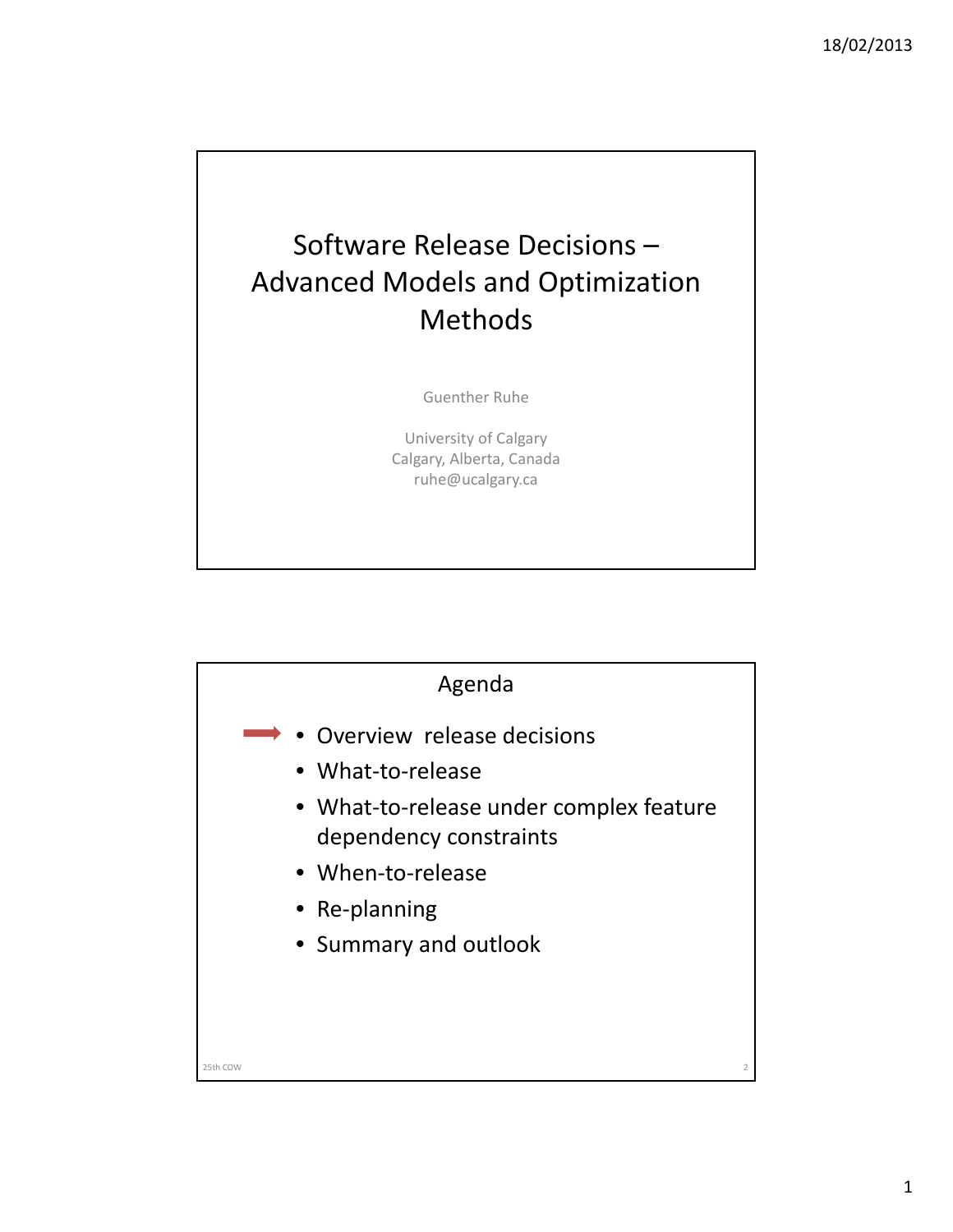# Software Release Decisions – Advanced Models and Optimization Methods

Guenther Ruhe

University of Calgary
Calgary, Alberta, Canada
ruhe@ucalgary.ca

## Agenda

- ➡ Overview release decisions
- What-to-release
- What-to-release under complex feature dependency constraints
- When-to-release
- Re-planning
- Summary and outlook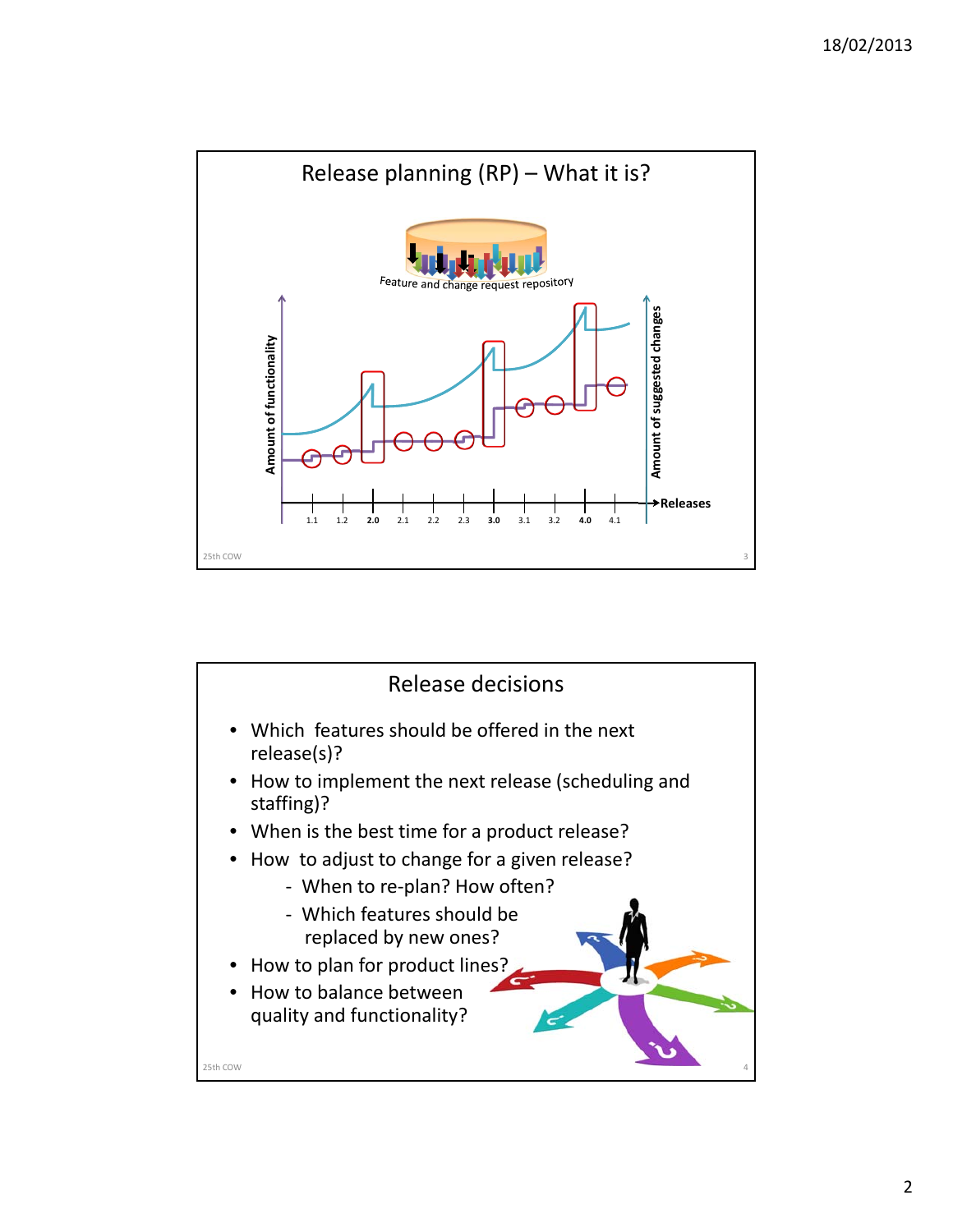## Release planning (RP) – What it is?

Feature and change request repository

Amount of functionality

Amount of suggested changes

Releases

1.1 1.2 2.0 2.1 2.2 2.3 3.0 3.1 3.2 4.0 4.1

## Release decisions

- Which features should be offered in the next release(s)?
- How to implement the next release (scheduling and staffing)?
- When is the best time for a product release?
- How to adjust to change for a given release?
  - When to re-plan? How often?
  - Which features should be replaced by new ones?
- How to plan for product lines?
- How to balance between quality and functionality?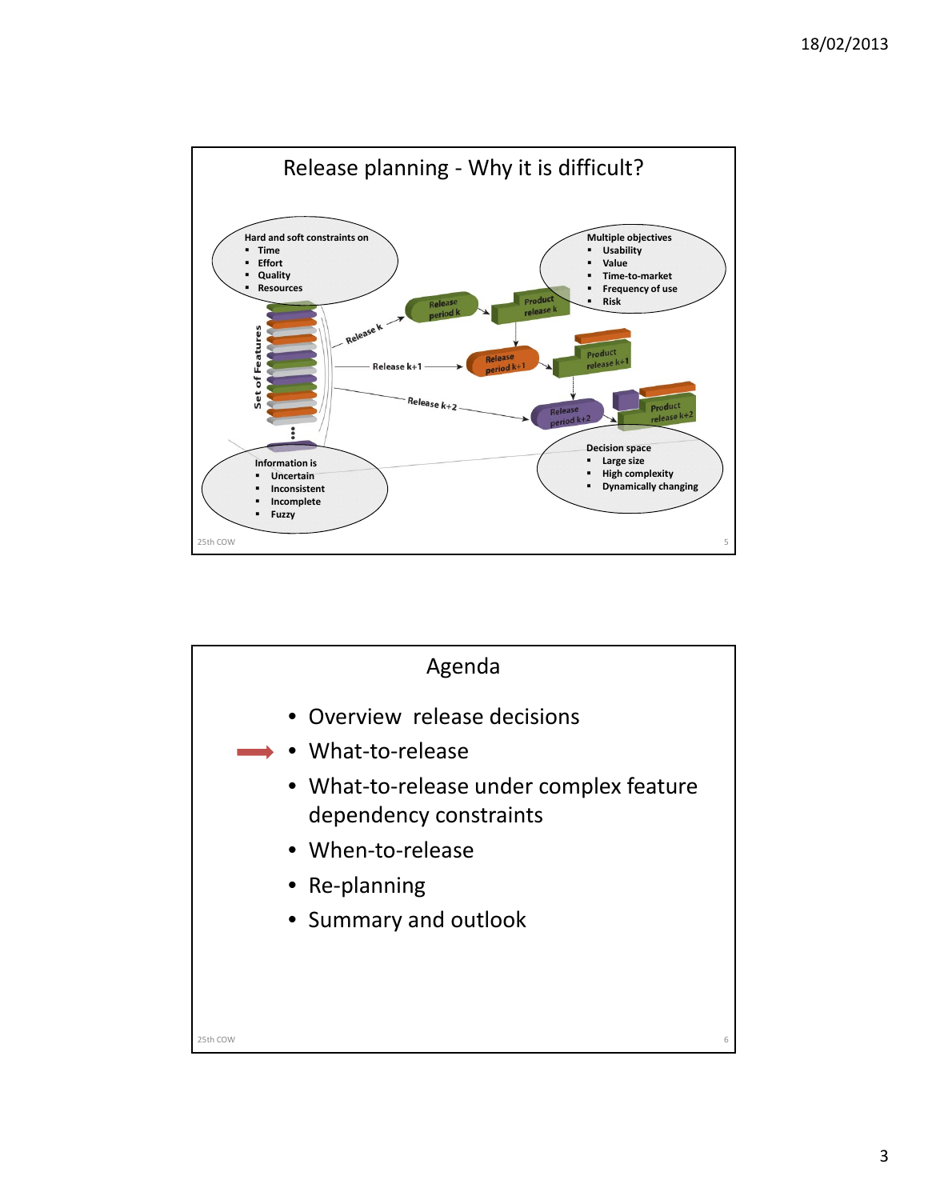## Release planning - Why it is difficult?

**Hard and soft constraints on**
- Time
- Effort
- Quality
- Resources

**Multiple objectives**
- Usability
- Value
- Time-to-market
- Frequency of use
- Risk

Set of Features

Release k → Release period k → Product release k

Release k+1 → Release period k+1 → Product release k+1

Release k+2 → Release period k+2 → Product release k+2

**Information is**
- Uncertain
- Inconsistent
- Incomplete
- Fuzzy

**Decision space**
- Large size
- High complexity
- Dynamically changing

## Agenda

- Overview release decisions
- What-to-release
- What-to-release under complex feature dependency constraints
- When-to-release
- Re-planning
- Summary and outlook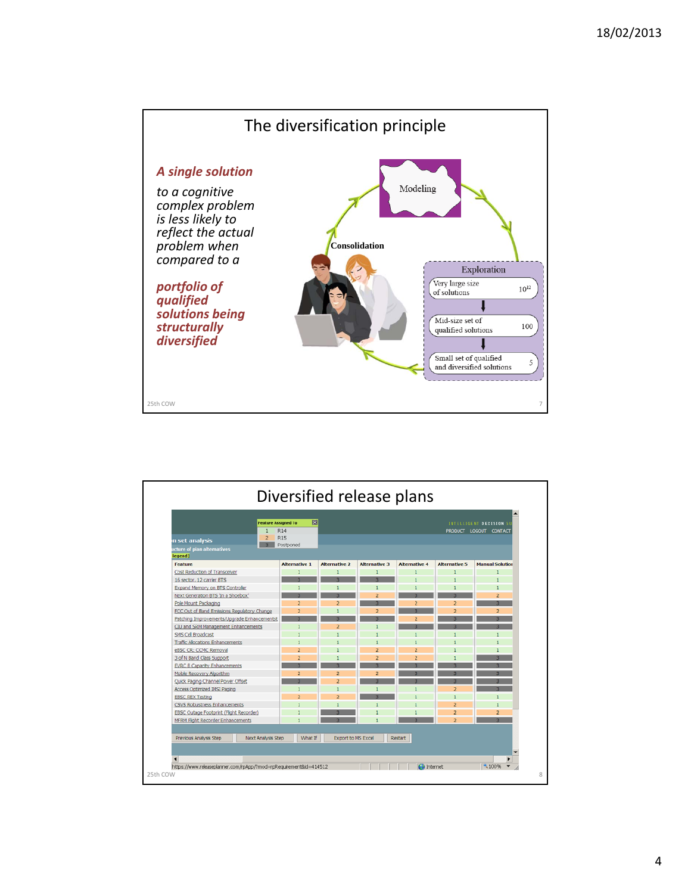## The diversification principle

***A single solution*** *to a cognitive complex problem is less likely to reflect the actual problem when compared to a* ***portfolio of qualified solutions being structurally diversified***

Modeling

Exploration

Consolidation

| | |
|---|---|
| Very large size of solutions | $10^{12}$ |
| Mid-size set of qualified solutions | 100 |
| Small set of qualified and diversified solutions | 5 |

## Diversified release plans

Feature Assigned To

| | |
|---|---|
| 1 | R14 |
| 2 | R15 |
| 3 | Postponed |

| Feature | Alternative 1 | Alternative 2 | Alternative 3 | Alternative 4 | Alternative 5 | Manual Solution |
|---|---|---|---|---|---|---|
| Cost Reduction of Transceiver | 1 | 1 | 1 | 1 | 1 | 1 |
| 16 sector, 12 carrier BTS | 3 | 3 | 3 | 1 | 1 | 1 |
| Expand Memory on BTS Controller | 1 | 1 | 1 | 1 | 1 | 1 |
| Next Generation BTS 'In a Shoebox' | 3 | 3 | 2 | 3 | 3 | 2 |
| Pole Mount Packaging | 2 | 2 | 3 | 2 | 2 | 3 |
| FCC Out of Band Emissions Regulatory Change | 2 | 1 | 2 | 3 | 2 | 2 |
| Patching Improvements/Upgrade Enhancements | 3 | 3 | 3 | 2 | 3 | 3 |
| CIU and SKM Management Enhancements | 1 | 2 | 1 | 3 | 3 | 3 |
| SMS Cell Broadcast | 1 | 1 | 1 | 1 | 1 | 1 |
| Traffic Allocations Enhancements | 1 | 1 | 1 | 1 | 1 | 1 |
| eBSC CR: CCMC Removal | 2 | 1 | 2 | 2 | 1 | 1 |
| 3 of N Band Class Support | 2 | 1 | 2 | 2 | 1 | 3 |
| EVRC B Capacity Enhancements | 3 | 3 | 3 | 3 | 3 | 3 |
| Mobile Recovery Algorithm | 2 | 2 | 2 | 3 | 3 | 3 |
| Quick Paging Channel Power Offset | 3 | 2 | 3 | 3 | 3 | 3 |
| Access Optimized IMSI Paging | 1 | 1 | 1 | 1 | 2 | 3 |
| EBSC BEX Testing | 2 | 2 | 3 | 1 | 1 | 1 |
| CSVS Robustness Enhancements | 1 | 1 | 1 | 1 | 2 | 1 |
| EBSC Outage Footprint (Flight Recorder) | 1 | 3 | 1 | 1 | 2 | 2 |
| MFRM Flight Recorder Enhancements | 1 | 3 | 1 | 3 | 2 | 3 |

Previous Analysis Step | Next Analysis Step | What If | Export to MS Excel | Restart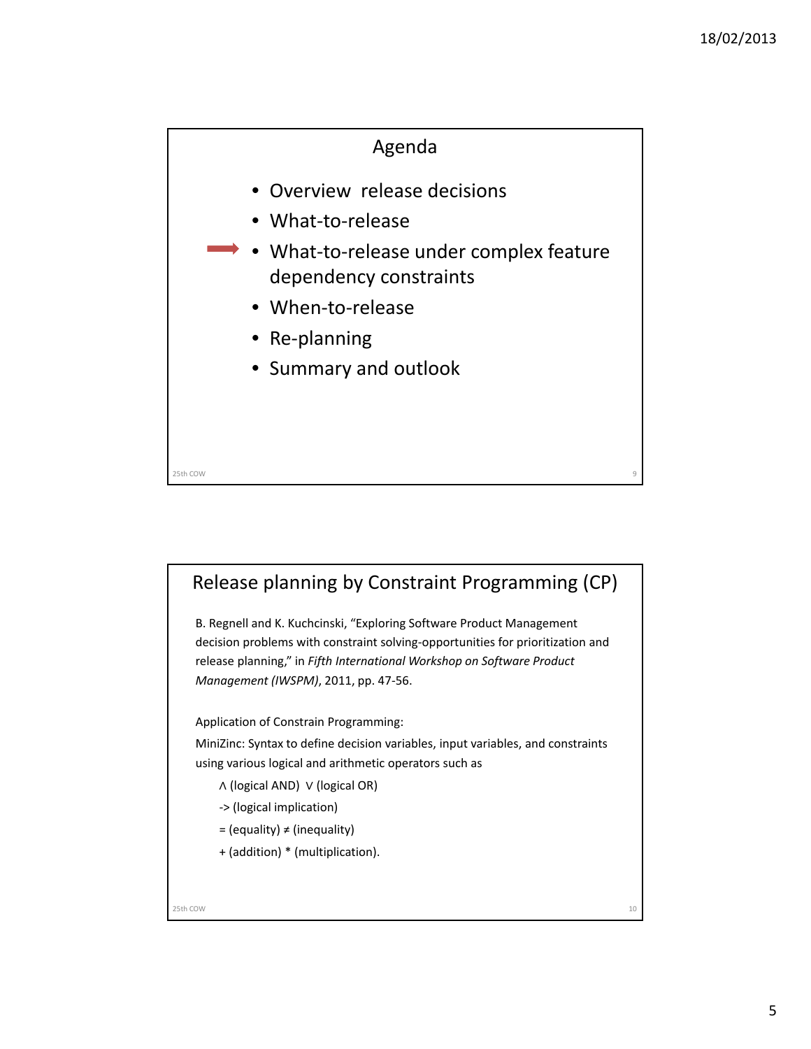## Agenda

- Overview release decisions
- What-to-release
- ➡ What-to-release under complex feature dependency constraints
- When-to-release
- Re-planning
- Summary and outlook

## Release planning by Constraint Programming (CP)

B. Regnell and K. Kuchcinski, "Exploring Software Product Management decision problems with constraint solving-opportunities for prioritization and release planning," in *Fifth International Workshop on Software Product Management (IWSPM)*, 2011, pp. 47-56.

Application of Constrain Programming:

MiniZinc: Syntax to define decision variables, input variables, and constraints using various logical and arithmetic operators such as

- ∧ (logical AND) ∨ (logical OR)
- -> (logical implication)
- = (equality) ≠ (inequality)
- + (addition) * (multiplication).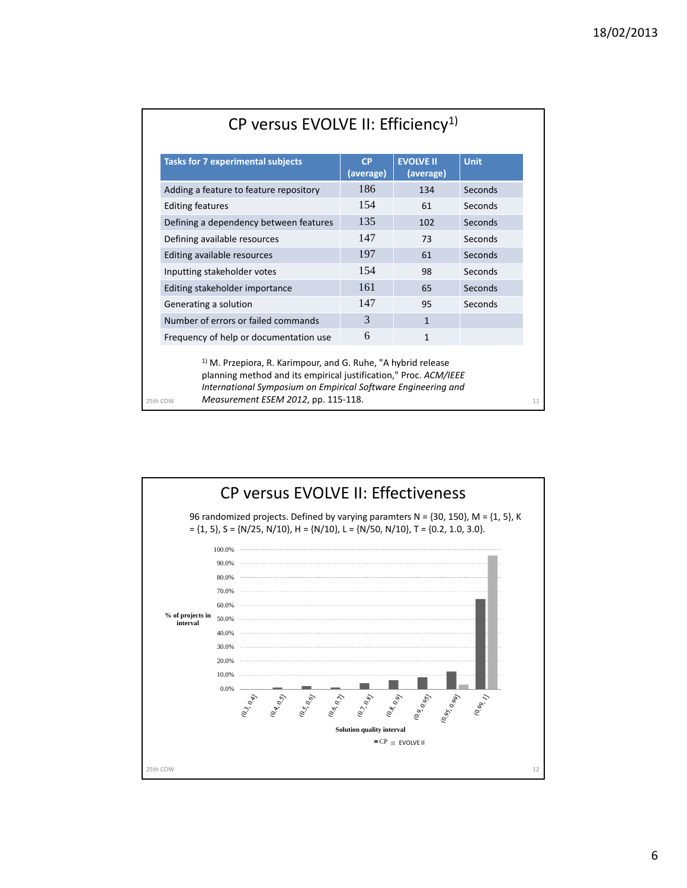## CP versus EVOLVE II: Efficiency[1)]

| Tasks for 7 experimental subjects | CP (average) | EVOLVE II (average) | Unit |
|---|---|---|---|
| Adding a feature to feature repository | 186 | 134 | Seconds |
| Editing features | 154 | 61 | Seconds |
| Defining a dependency between features | 135 | 102 | Seconds |
| Defining available resources | 147 | 73 | Seconds |
| Editing available resources | 197 | 61 | Seconds |
| Inputting stakeholder votes | 154 | 98 | Seconds |
| Editing stakeholder importance | 161 | 65 | Seconds |
| Generating a solution | 147 | 95 | Seconds |
| Number of errors or failed commands | 3 | 1 | |
| Frequency of help or documentation use | 6 | 1 | |

[1)] M. Przepiora, R. Karimpour, and G. Ruhe, "A hybrid release planning method and its empirical justification," Proc. *ACM/IEEE International Symposium on Empirical Software Engineering and Measurement ESEM 2012*, pp. 115-118.

## CP versus EVOLVE II: Effectiveness

96 randomized projects. Defined by varying paramters N = {30, 150}, M = {1, 5}, K = {1, 5}, S = {N/25, N/10}, H = {N/10}, L = {N/50, N/10}, T = {0.2, 1.0, 3.0}.

% of projects in interval

Solution quality interval

(0.3, 0.4] (0.4, 0.5] (0.5, 0.6] (0.6, 0.7] (0.7, 0.8] (0.8, 0.9] (0.9, 0.95] (0.95, 0.99] (0.99, 1]

■ CP ■ EVOLVE II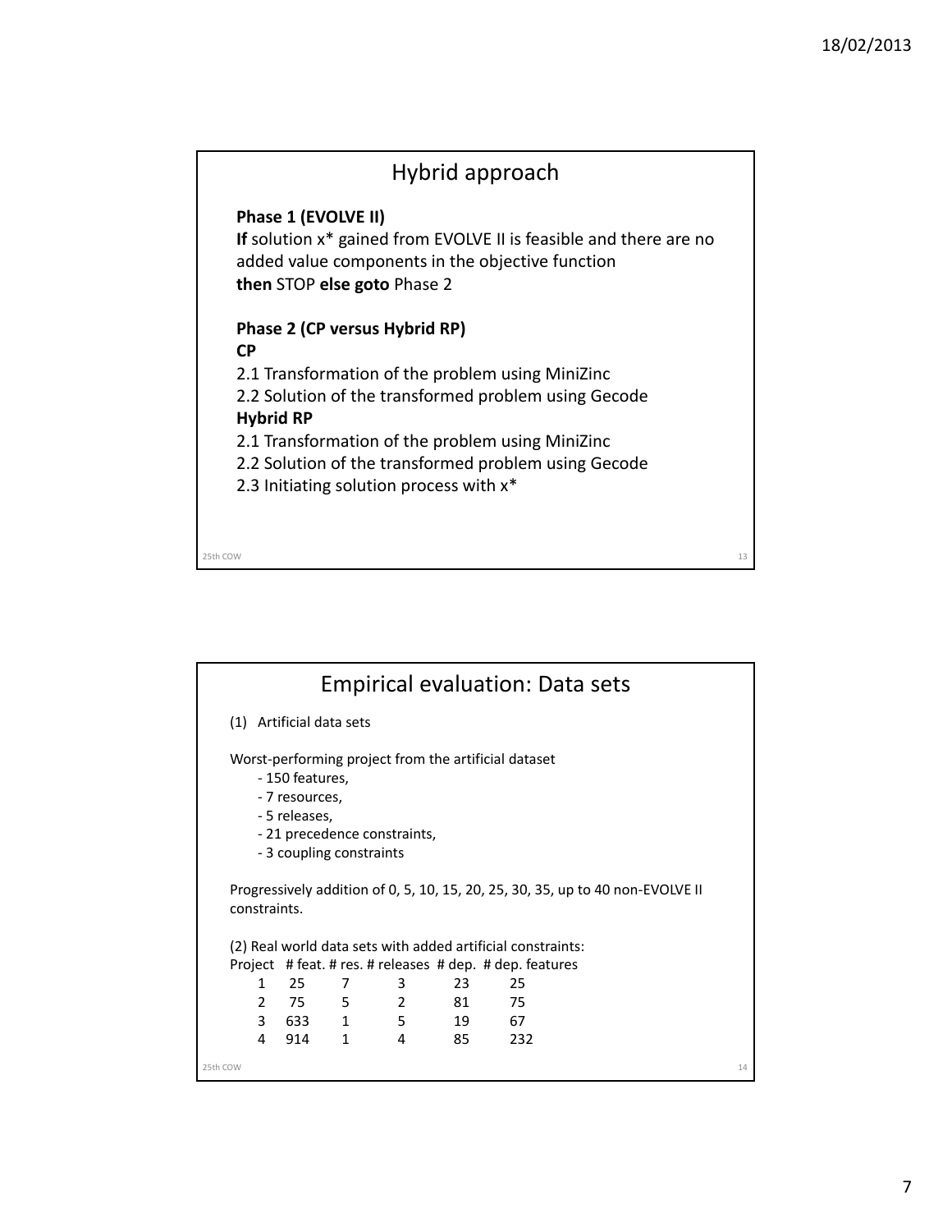## Hybrid approach

**Phase 1 (EVOLVE II)**
**If** solution x* gained from EVOLVE II is feasible and there are no added value components in the objective function
**then** STOP **else goto** Phase 2

**Phase 2 (CP versus Hybrid RP)**
**CP**
2.1 Transformation of the problem using MiniZinc
2.2 Solution of the transformed problem using Gecode
**Hybrid RP**
2.1 Transformation of the problem using MiniZinc
2.2 Solution of the transformed problem using Gecode
2.3 Initiating solution process with x*

## Empirical evaluation: Data sets

(1) Artificial data sets

Worst-performing project from the artificial dataset
- 150 features,
- 7 resources,
- 5 releases,
- 21 precedence constraints,
- 3 coupling constraints

Progressively addition of 0, 5, 10, 15, 20, 25, 30, 35, up to 40 non-EVOLVE II constraints.

(2) Real world data sets with added artificial constraints:

| Project | # feat. | # res. | # releases | # dep. | # dep. features |
|---|---|---|---|---|---|
| 1 | 25 | 7 | 3 | 23 | 25 |
| 2 | 75 | 5 | 2 | 81 | 75 |
| 3 | 633 | 1 | 5 | 19 | 67 |
| 4 | 914 | 1 | 4 | 85 | 232 |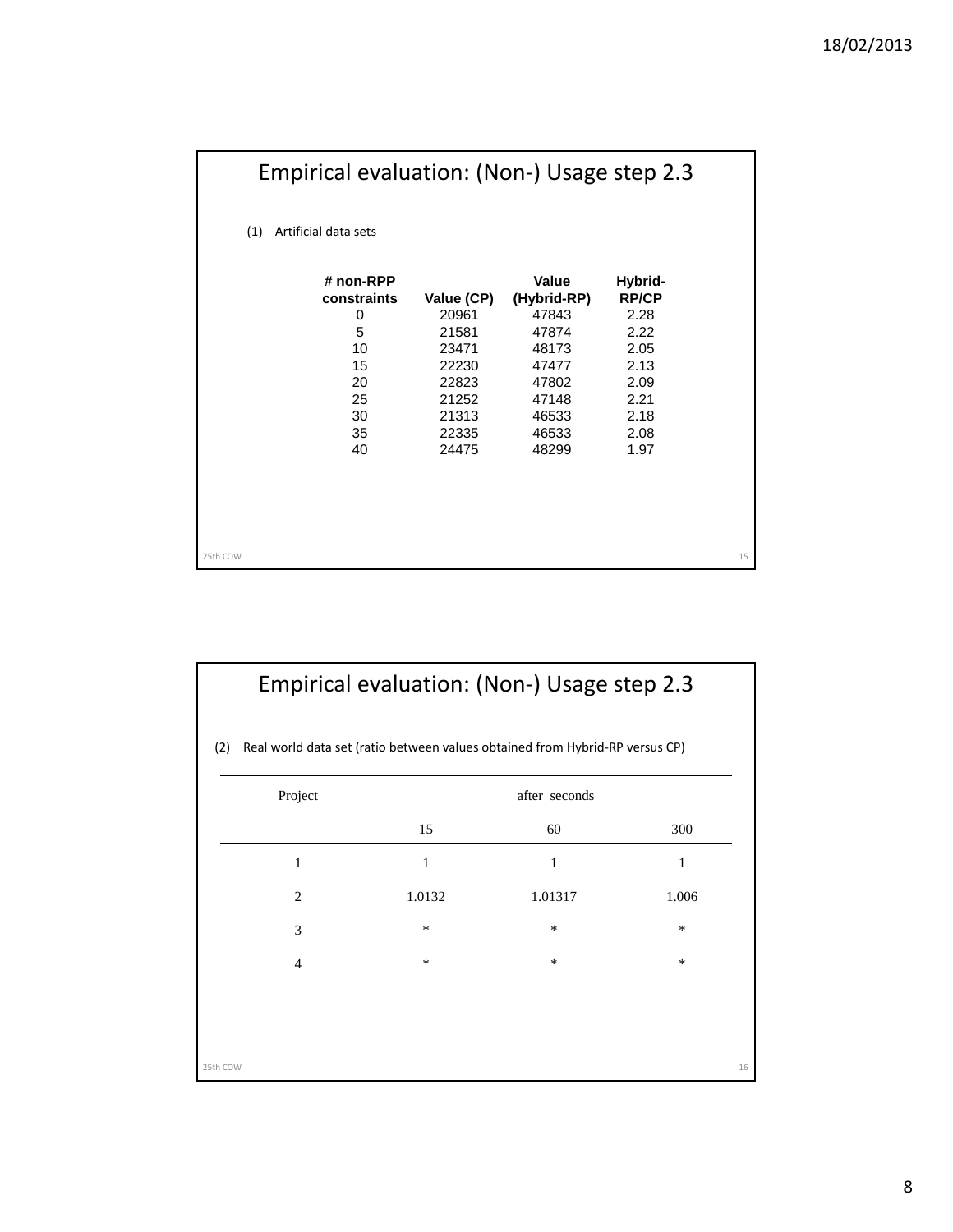## Empirical evaluation: (Non-) Usage step 2.3

(1) Artificial data sets

| # non-RPP constraints | Value (CP) | Value (Hybrid-RP) | Hybrid-RP/CP |
|---|---|---|---|
| 0 | 20961 | 47843 | 2.28 |
| 5 | 21581 | 47874 | 2.22 |
| 10 | 23471 | 48173 | 2.05 |
| 15 | 22230 | 47477 | 2.13 |
| 20 | 22823 | 47802 | 2.09 |
| 25 | 21252 | 47148 | 2.21 |
| 30 | 21313 | 46533 | 2.18 |
| 35 | 22335 | 46533 | 2.08 |
| 40 | 24475 | 48299 | 1.97 |

## Empirical evaluation: (Non-) Usage step 2.3

(2) Real world data set (ratio between values obtained from Hybrid-RP versus CP)

| Project | after seconds | | |
|---|---|---|---|
| | 15 | 60 | 300 |
| 1 | 1 | 1 | 1 |
| 2 | 1.0132 | 1.01317 | 1.006 |
| 3 | * | * | * |
| 4 | * | * | * |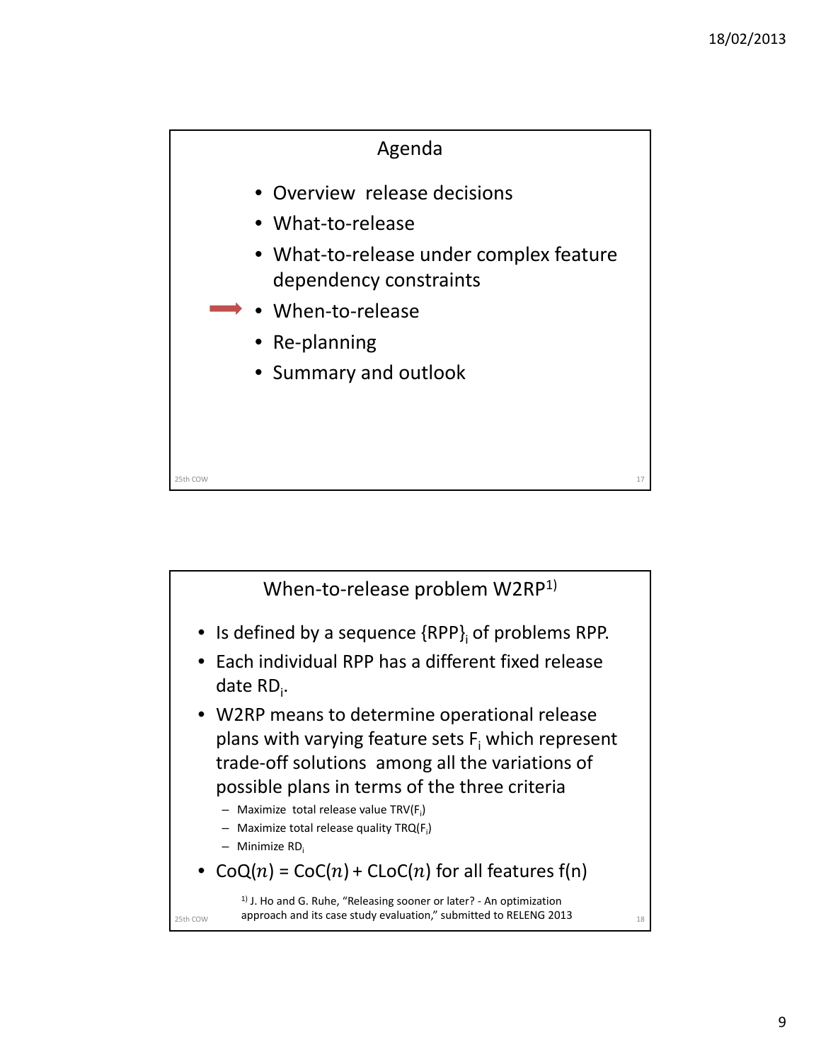## Agenda

- Overview release decisions
- What-to-release
- What-to-release under complex feature dependency constraints
- ➡ When-to-release
- Re-planning
- Summary and outlook

## When-to-release problem W2RP[1)]

- Is defined by a sequence $\{RPP\}_i$ of problems RPP.
- Each individual RPP has a different fixed release date $RD_i$.
- W2RP means to determine operational release plans with varying feature sets $F_i$ which represent trade-off solutions among all the variations of possible plans in terms of the three criteria
  - Maximize total release value $TRV(F_i)$
  - Maximize total release quality $TRQ(F_i)$
  - Minimize $RD_i$
- $CoQ(n) = CoC(n) + CLoC(n)$ for all features $f(n)$

[1)] J. Ho and G. Ruhe, "Releasing sooner or later? - An optimization approach and its case study evaluation," submitted to RELENG 2013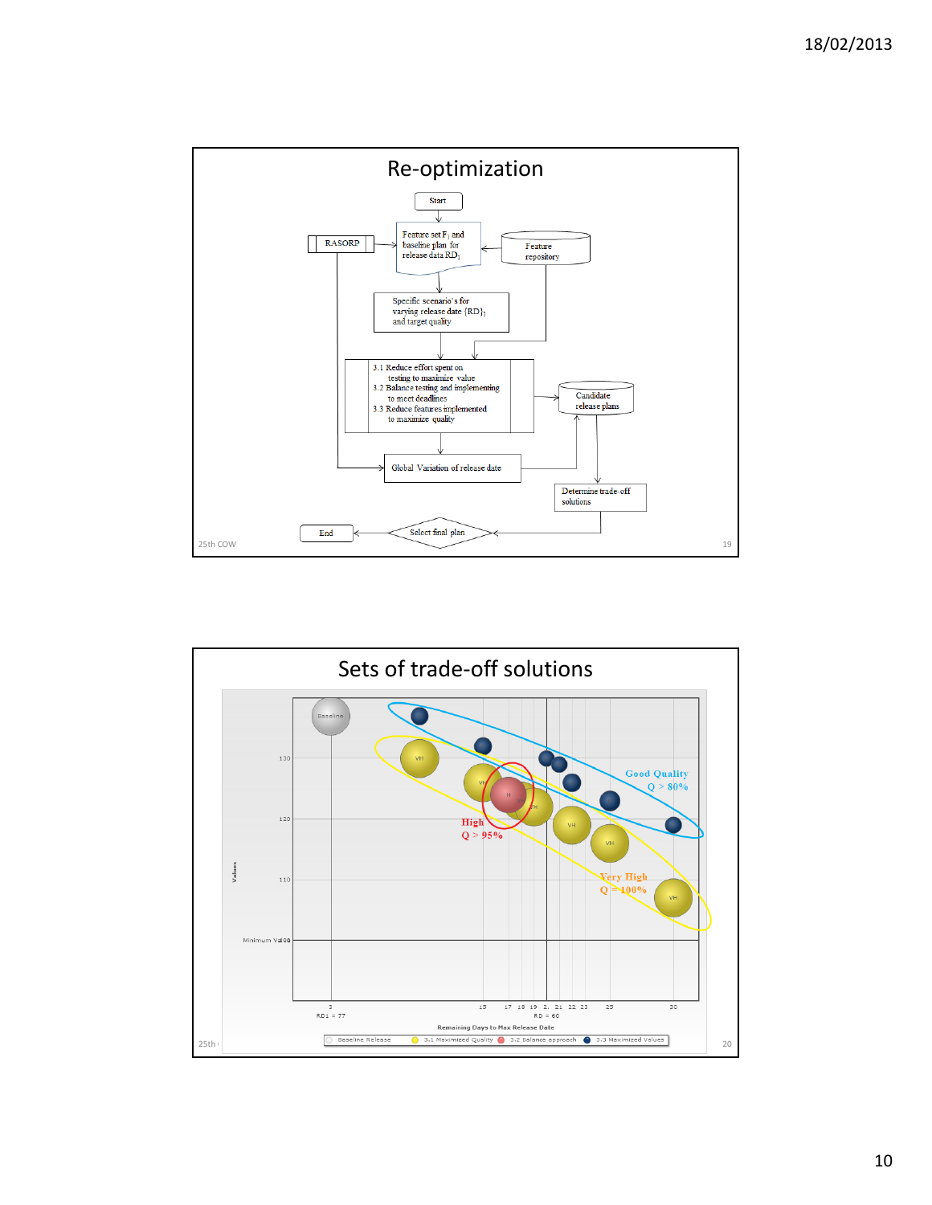## Re-optimization

Start

Feature set $F_1$ and baseline plan for release data $RD_1$

RASORP

Feature repository

Specific scenario's for varying release date $\{RD\}_1$ and target quality

3.1 Reduce effort spent on testing to maximize value
3.2 Balance testing and implementing to meet deadlines
3.3 Reduce features implemented to maximize quality

Candidate release plans

Global Variation of release date

Determine trade-off solutions

Select final plan

End

## Sets of trade-off solutions

Good Quality Q > 80%

High Q > 95%

Very High Q = 100%

Values

Minimum Value

Remaining Days to Max Release Date

RD1 = 77 RD = 60

Baseline Release | 3.1 Maximized Quality | 3.2 Balance approach | 3.3 Maximized Values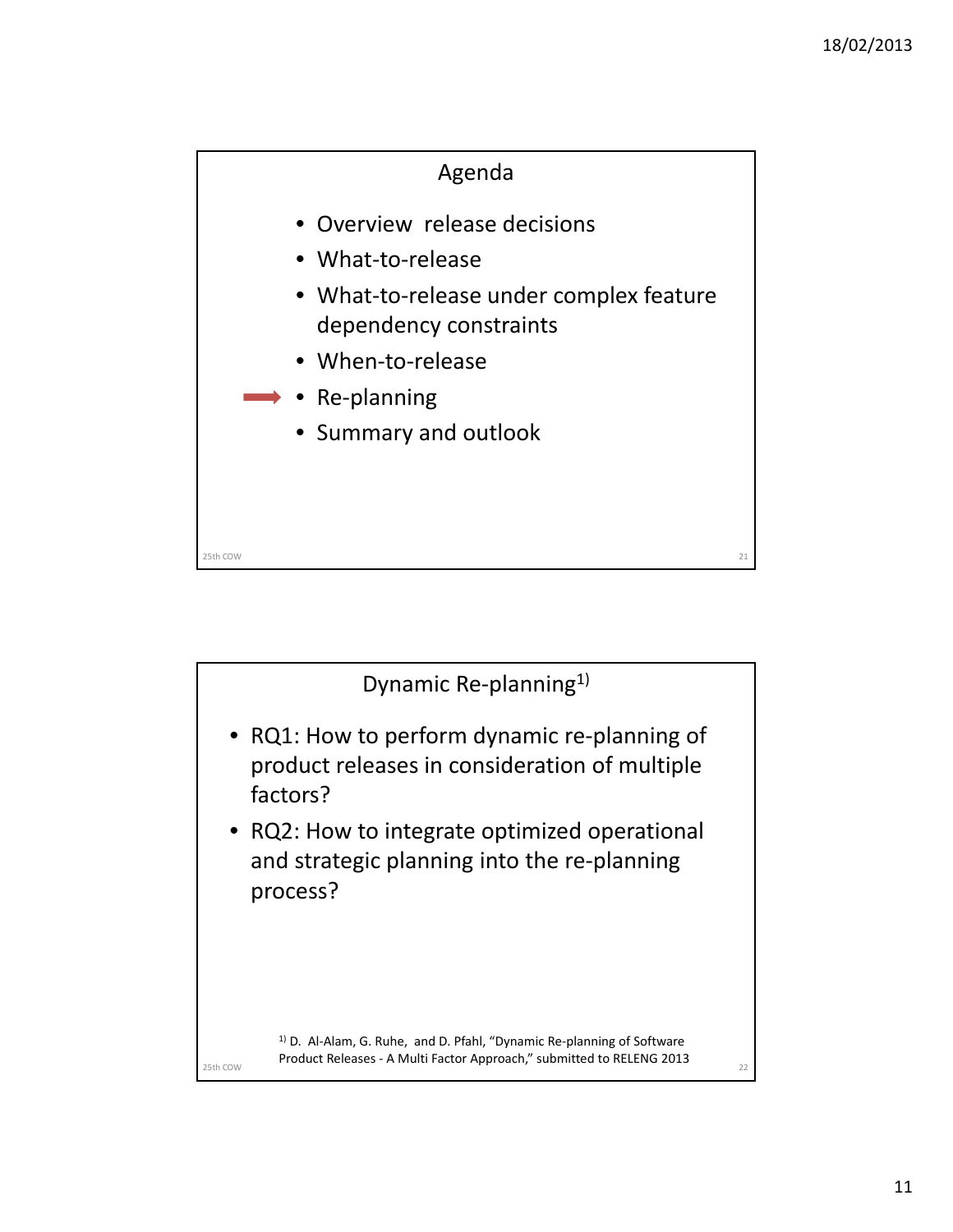## Agenda

- Overview release decisions
- What-to-release
- What-to-release under complex feature dependency constraints
- When-to-release
- ➡ Re-planning
- Summary and outlook

## Dynamic Re-planning[1)]

- RQ1: How to perform dynamic re-planning of product releases in consideration of multiple factors?
- RQ2: How to integrate optimized operational and strategic planning into the re-planning process?

[1)] D. Al-Alam, G. Ruhe, and D. Pfahl, “Dynamic Re-planning of Software Product Releases - A Multi Factor Approach,” submitted to RELENG 2013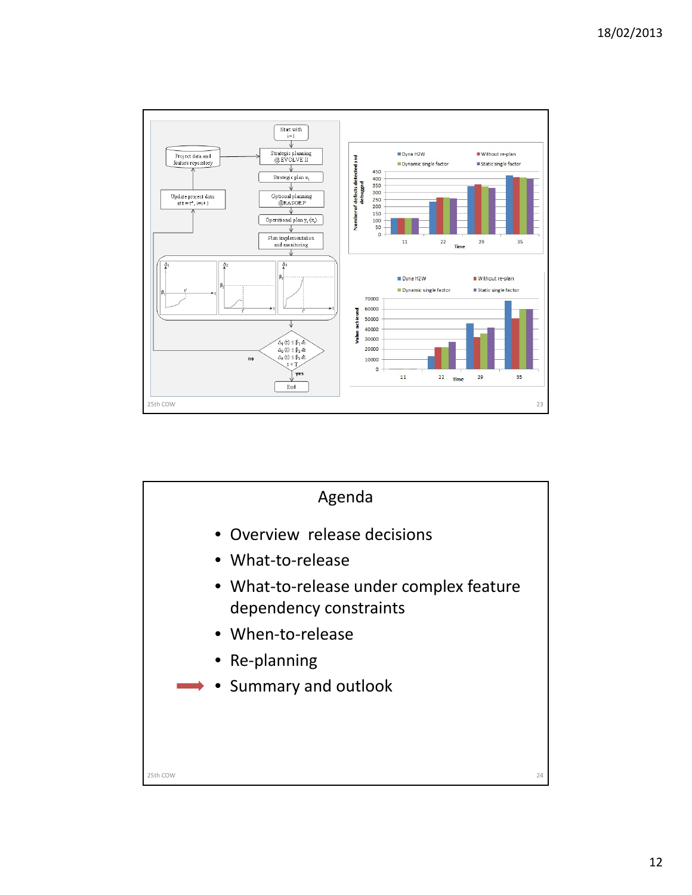Start with $i=1$

Project data and feature repository

Strategic planning @EVOLVE II

Strategic plan $x_i$

Update project data at $t = t^*$, $i=i+1$

Optional planning @RASORP

Operational plan $y_i$ $(\pi_i)$

Plan implementation and monitoring

$\Delta_1(t) \leq \beta_1$ & $\Delta_2(t) \leq \beta_2$ & $\Delta_3(t) \leq \beta_3$ & $t < T$

no

yes

End

Dyna H2W | Without re-plan | Dynamic single factor | Static single factor

Number of defects detected and debugged

Time

Value achieved

## Agenda

- Overview release decisions
- What-to-release
- What-to-release under complex feature dependency constraints
- When-to-release
- Re-planning
- Summary and outlook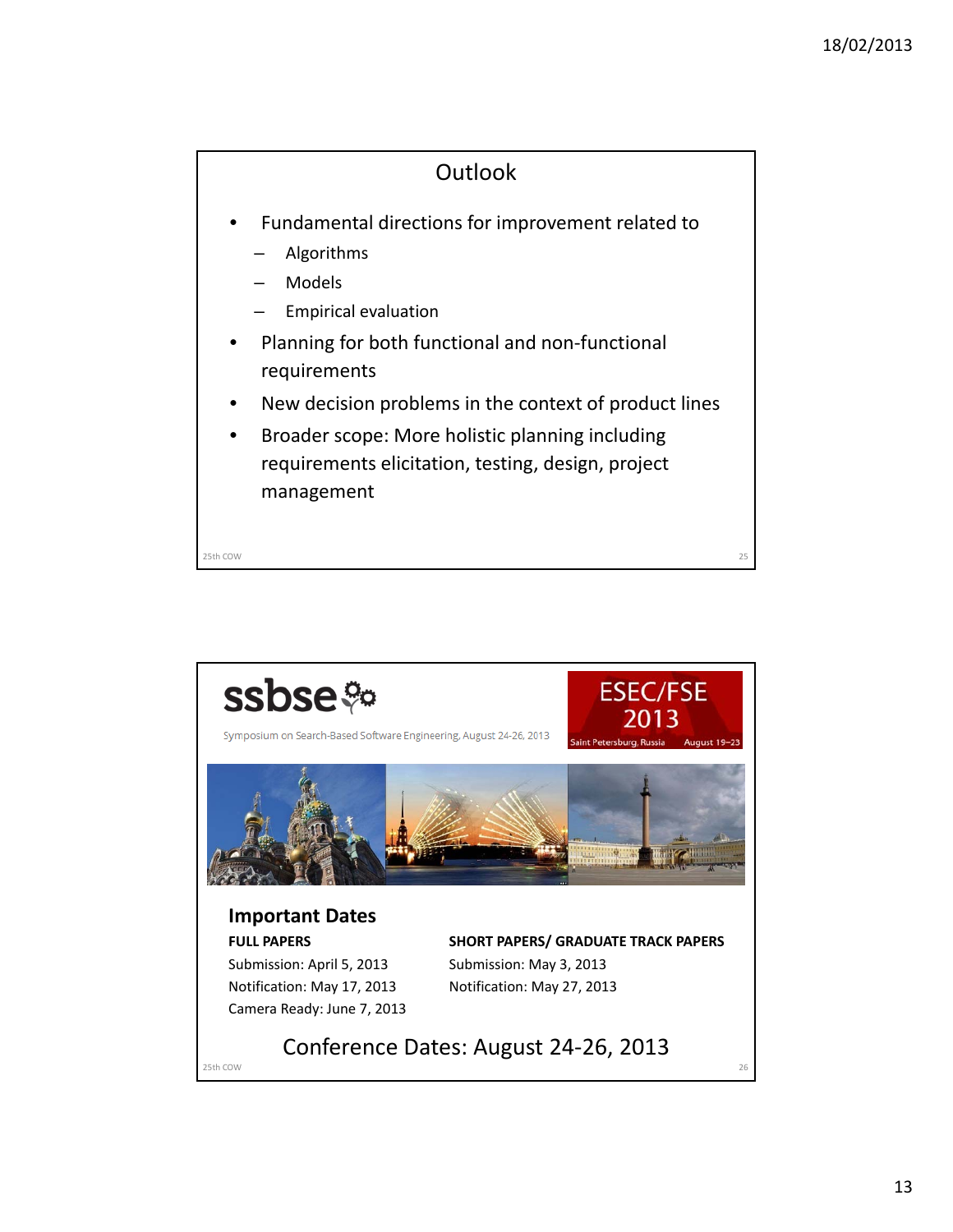## Outlook

- Fundamental directions for improvement related to
  - Algorithms
  - Models
  - Empirical evaluation
- Planning for both functional and non-functional requirements
- New decision problems in the context of product lines
- Broader scope: More holistic planning including requirements elicitation, testing, design, project management

---

**ssbse**

Symposium on Search-Based Software Engineering, August 24-26, 2013

**ESEC/FSE 2013**
Saint Petersburg, Russia August 19–23

### Important Dates

**FULL PAPERS**
Submission: April 5, 2013
Notification: May 17, 2013
Camera Ready: June 7, 2013

**SHORT PAPERS/ GRADUATE TRACK PAPERS**
Submission: May 3, 2013
Notification: May 27, 2013

Conference Dates: August 24-26, 2013